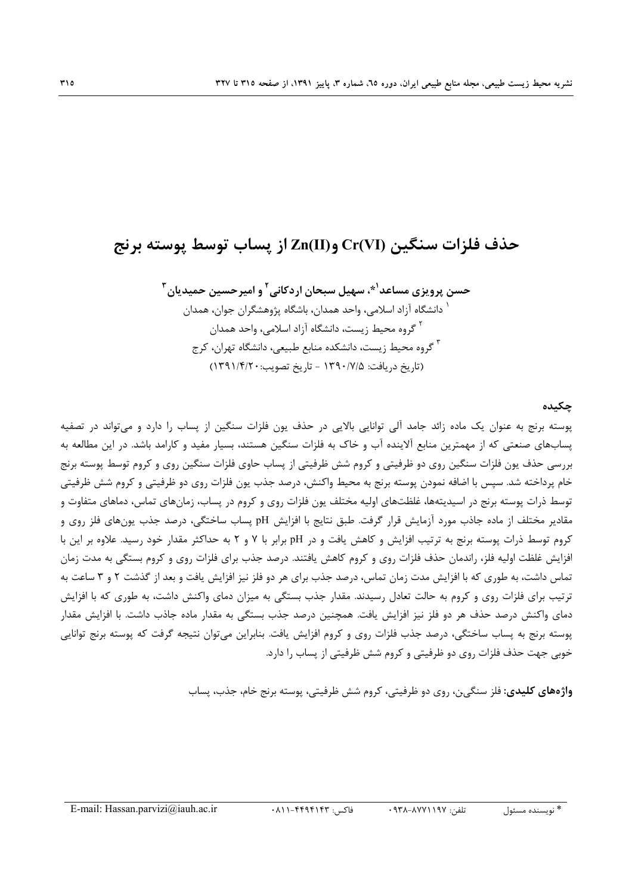# حذف فلزات سنگین Cr(VI) و Zn(II) از پساب توسط پوسته برنج

**حسن پرویزی مساعد[1]*، سهیل سبحان اردکانی[2] و امیرحسین حمیدیان[3]**

[1] دانشگاه آزاد اسلامی، واحد همدان، باشگاه پژوهشگران جوان، همدان

[2] گروه محیط زیست، دانشگاه آزاد اسلامی، واحد همدان

[3] گروه محیط زیست، دانشکده منابع طبیعی، دانشگاه تهران، کرج

(تاریخ دریافت: ۱۳۹۰/۷/۵ - تاریخ تصویب: ۱۳۹۱/۴/۲۰)

## چکیده

پوسته برنج به عنوان یک ماده زائد جامد آلی توانایی بالایی در حذف یون فلزات سنگین از پساب را دارد و می‌تواند در تصفیه پساب‌های صنعتی که از مهمترین منابع آلاینده آب و خاک به فلزات سنگین هستند، بسیار مفید و کارامد باشد. در این مطالعه به بررسی حذف یون فلزات سنگین روی دو ظرفیتی و کروم شش ظرفیتی از پساب حاوی فلزات سنگین روی و کروم توسط پوسته برنج خام پرداخته شد. سپس با اضافه نمودن پوسته برنج به محیط واکنش، درصد جذب یون فلزات روی دو ظرفیتی و کروم شش ظرفیتی توسط ذرات پوسته برنج در اسیدیته‌ها، غلظت‌های اولیه مختلف یون فلزات روی و کروم در پساب، زمان‌های تماس، دماهای متفاوت و مقادیر مختلف از ماده جاذب مورد آزمایش قرار گرفت. طبق نتایج با افزایش pH پساب ساختگی، درصد جذب یون‌های فلز روی و کروم توسط ذرات پوسته برنج به ترتیب افزایش و کاهش یافت و در pH برابر با ۷ و ۲ به حداکثر مقدار خود رسید. علاوه بر این با افزایش غلظت اولیه فلز، راندمان حذف فلزات روی و کروم کاهش یافتند. درصد جذب برای فلزات روی و کروم بستگی به مدت زمان تماس داشت، به طوری که با افزایش مدت زمان تماس، درصد جذب برای هر دو فلز نیز افزایش یافت و بعد از گذشت ۲ و ۳ ساعت به ترتیب برای فلزات روی و کروم به حالت تعادل رسیدند. مقدار جذب بستگی به میزان دمای واکنش داشت، به طوری که با افزایش دمای واکنش درصد حذف هر دو فلز نیز افزایش یافت. همچنین درصد جذب بستگی به مقدار ماده جاذب داشت. با افزایش مقدار پوسته برنج به پساب ساختگی، درصد جذب فلزات روی و کروم افزایش یافت. بنابراین می‌توان نتیجه گرفت که پوسته برنج توانایی خوبی جهت حذف فلزات روی دو ظرفیتی و کروم شش ظرفیتی از پساب را دارد.

**واژه‌های کلیدی:** فلز سنگی‌ن، روی دو ظرفیتی، کروم شش ظرفیتی، پوسته برنج خام، جذب، پساب

---

\* نویسنده مسئول &nbsp;&nbsp;&nbsp; تلفن: ۰۹۳۸-۸۷۷۱۱۹۷ &nbsp;&nbsp;&nbsp; فاکس: ۰۸۱۱-۴۴۹۴۱۴۳ &nbsp;&nbsp;&nbsp; E-mail: Hassan.parvizi@iauh.ac.ir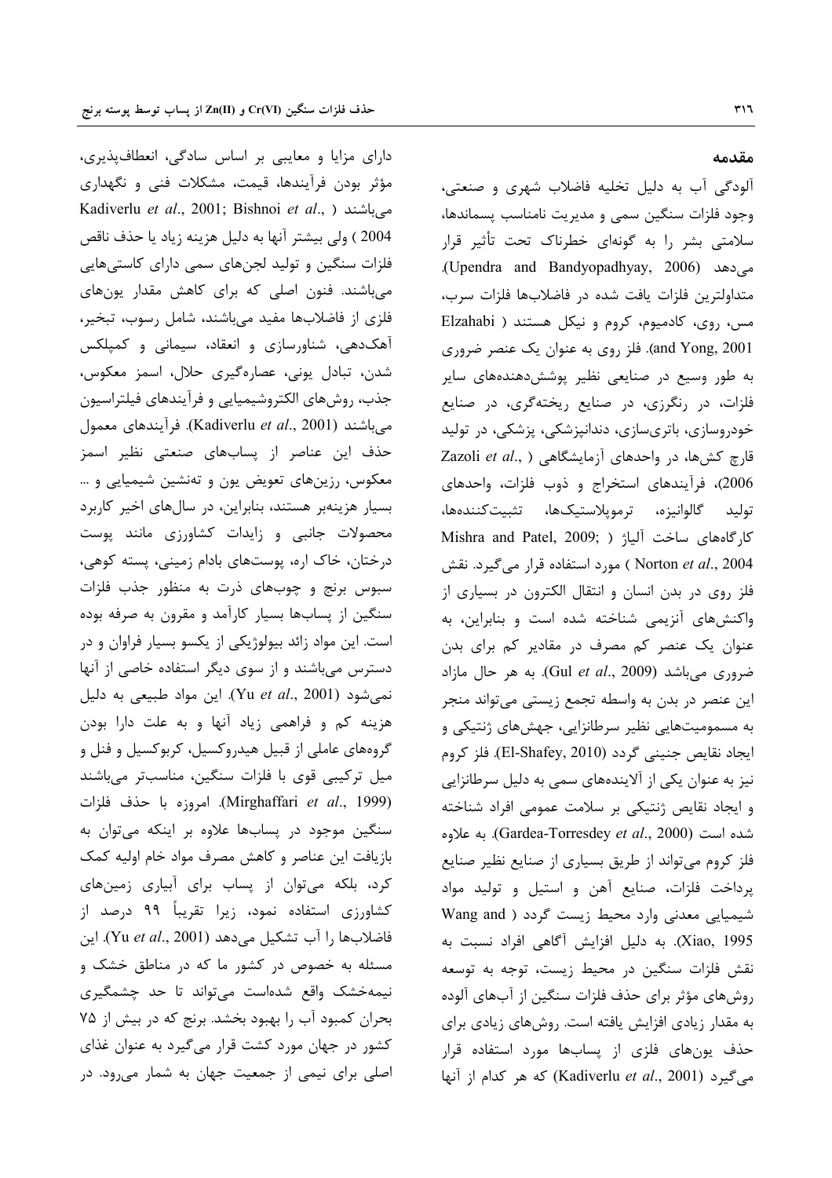## مقدمه

آلودگی آب به دلیل تخلیه فاضلاب شهری و صنعتی، وجود فلزات سنگین سمی و مدیریت نامناسب پسماندها، سلامتی بشر را به گونه‌ای خطرناک تحت تأثیر قرار می‌دهد (Upendra and Bandyopadhyay, 2006). متداولترین فلزات یافت شده در فاضلاب‌ها فلزات سرب، مس، روی، کادمیوم، کروم و نیکل هستند ( Elzahabi and Yong, 2001). فلز روی به عنوان یک عنصر ضروری به طور وسیع در صنایعی نظیر پوشش‌دهنده‌های سایر فلزات، در رنگرزی، در صنایع ریخته‌گری، در صنایع خودروسازی، باتری‌سازی، دندانپزشکی، پزشکی، در تولید قارچ کش‌ها، در واحدهای آزمایشگاهی ( Zazoli *et al*., 2006)، فرآیندهای استخراج و ذوب فلزات، واحدهای تولید گالوانیزه، ترموپلاستیک‌ها، تثبیت‌کننده‌ها، کارگاه‌های ساخت آلیاژ ( Mishra and Patel, 2009; Norton *et al*., 2004 ) مورد استفاده قرار می‌گیرد. نقش فلز روی در بدن انسان و انتقال الکترون در بسیاری از واکنش‌های آنزیمی شناخته شده است و بنابراین، به عنوان یک عنصر کم مصرف در مقادیر کم برای بدن ضروری می‌باشد (Gul *et al*., 2009). به هر حال مازاد این عنصر در بدن به واسطه تجمع زیستی می‌تواند منجر به مسمومیت‌هایی نظیر سرطانزایی، جهش‌های ژنتیکی و ایجاد نقایص جنینی گردد (El-Shafey, 2010). فلز کروم نیز به عنوان یکی از آلاینده‌های سمی به دلیل سرطانزایی و ایجاد نقایص ژنتیکی بر سلامت عمومی افراد شناخته شده است (Gardea-Torresdey *et al*., 2000). به علاوه فلز کروم می‌تواند از طریق بسیاری از صنایع نظیر صنایع پرداخت فلزات، صنایع آهن و استیل و تولید مواد شیمیایی معدنی وارد محیط زیست گردد ( Wang and Xiao, 1995). به دلیل افزایش آگاهی افراد نسبت به نقش فلزات سنگین در محیط زیست، توجه به توسعه روش‌های مؤثر برای حذف فلزات سنگین از آب‌های آلوده به مقدار زیادی افزایش یافته است. روش‌های زیادی برای حذف یون‌های فلزی از پساب‌ها مورد استفاده قرار می‌گیرد (Kadiverlu *et al*., 2001) که هر کدام از آنها دارای مزایا و معایبی بر اساس سادگی، انعطاف‌پذیری، مؤثر بودن فرآیندها، قیمت، مشکلات فنی و نگهداری می‌باشند ( Kadiverlu *et al*., 2001; Bishnoi *et al*., 2004 ) ولی بیشتر آنها به دلیل هزینه زیاد یا حذف ناقص فلزات سنگین و تولید لجن‌های سمی دارای کاستی‌هایی می‌باشند. فنون اصلی که برای کاهش مقدار یون‌های فلزی از فاضلاب‌ها مفید می‌باشند، شامل رسوب، تبخیر، آهک‌دهی، شناورسازی و انعقاد، سیمانی و کمپلکس شدن، تبادل یونی، عصاره‌گیری حلال، اسمز معکوس، جذب، روش‌های الکتروشیمیایی و فرآیندهای فیلتراسیون می‌باشند (Kadiverlu *et al*., 2001). فرآیندهای معمول حذف این عناصر از پساب‌های صنعتی نظیر اسمز معکوس، رزین‌های تعویض یون و ته‌نشین شیمیایی و ... بسیار هزینه‌بر هستند، بنابراین، در سال‌های اخیر کاربرد محصولات جانبی و زایدات کشاورزی مانند پوست درختان، خاک اره، پوست‌های بادام زمینی، پسته کوهی، سبوس برنج و چوب‌های ذرت به منظور جذب فلزات سنگین از پساب‌ها بسیار کارآمد و مقرون به صرفه بوده است. این مواد زائد بیولوژیکی از یکسو بسیار فراوان و در دسترس می‌باشند و از سوی دیگر استفاده خاصی از آنها نمی‌شود (Yu *et al*., 2001). این مواد طبیعی به دلیل هزینه کم و فراهمی زیاد آنها و به علت دارا بودن گروه‌های عاملی از قبیل هیدروکسیل، کربوکسیل و فنل و میل ترکیبی قوی با فلزات سنگین، مناسب‌تر می‌باشند (Mirghaffari *et al*., 1999). امروزه با حذف فلزات سنگین موجود در پساب‌ها علاوه بر اینکه می‌توان به بازیافت این عناصر و کاهش مصرف مواد خام اولیه کمک کرد، بلکه می‌توان از پساب برای آبیاری زمین‌های کشاورزی استفاده نمود، زیرا تقریباً ۹۹ درصد از فاضلاب‌ها را آب تشکیل می‌دهد (Yu *et al*., 2001). این مسئله به خصوص در کشور ما که در مناطق خشک و نیمه‌خشک واقع شده‌است می‌تواند تا حد چشمگیری بحران کمبود آب را بهبود بخشد. برنج که در بیش از ۷۵ کشور در جهان مورد کشت قرار می‌گیرد به عنوان غذای اصلی برای نیمی از جمعیت جهان به شمار می‌رود. در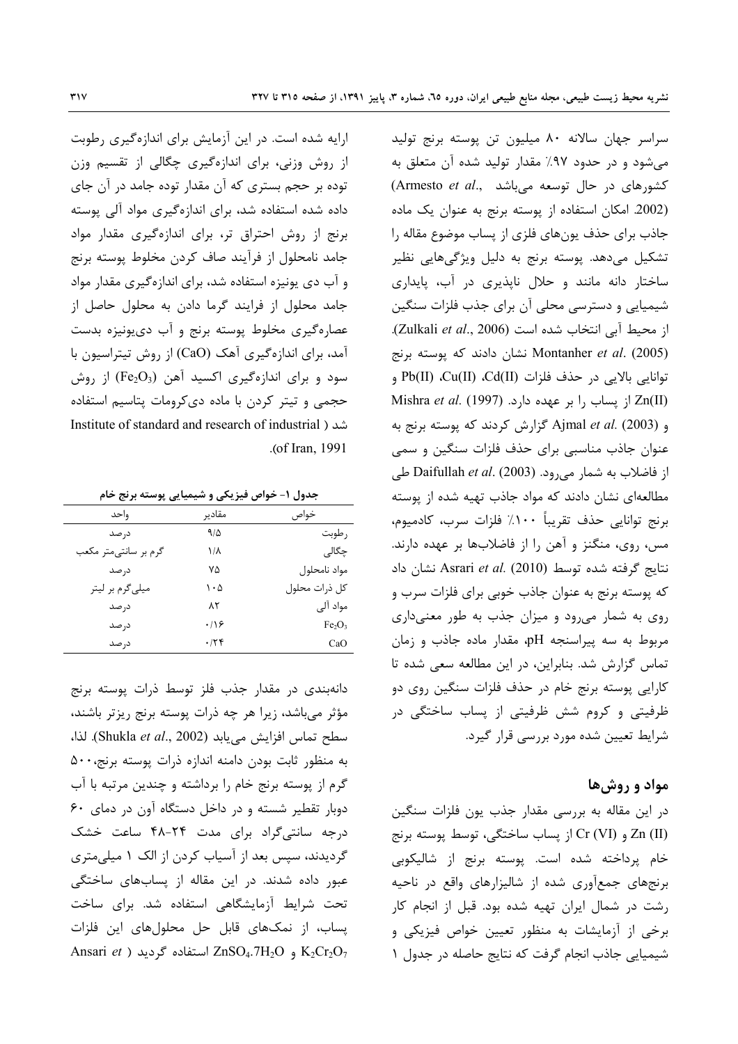سراسر جهان سالانه ۸۰ میلیون تن پوسته برنج تولید می‌شود و در حدود ۹۷٪ مقدار تولید شده آن متعلق به کشورهای در حال توسعه می‌باشد (Armesto *et al*., 2002). امکان استفاده از پوسته برنج به عنوان یک ماده جاذب برای حذف یون‌های فلزی از پساب موضوع مقاله را تشکیل می‌دهد. پوسته برنج به دلیل ویژگی‌هایی نظیر ساختار دانه مانند و حلال ناپذیری در آب، پایداری شیمیایی و دسترسی محلی آن برای جذب فلزات سنگین از محیط آبی انتخاب شده است (Zulkali *et al*., 2006). Montanher *et al*. (2005) نشان دادند که پوسته برنج توانایی بالایی در حذف فلزات Cd(II) ،Cu(II) ،Pb(II) و Zn(II) از پساب را بر عهده دارد. Mishra *et al*. (1997) و Ajmal *et al*. (2003) گزارش کردند که پوسته برنج به عنوان جاذب مناسبی برای حذف فلزات سنگین و سمی از فاضلاب به شمار می‌رود. Daifullah *et al*. (2003) طی مطالعه‌ای نشان دادند که مواد جاذب تهیه شده از پوسته برنج توانایی حذف تقریباً ۱۰۰٪ فلزات سرب، کادمیوم، مس، روی، منگنز و آهن را از فاضلاب‌ها بر عهده دارند. نتایج گرفته شده توسط Asrari *et al*. (2010) نشان داد که پوسته برنج به عنوان جاذب خوبی برای فلزات سرب و روی به شمار می‌رود و میزان جذب به طور معنی‌داری مربوط به سه پیراسنجه pH، مقدار ماده جاذب و زمان تماس گزارش شد. بنابراین، در این مطالعه سعی شده تا کارایی پوسته برنج خام در حذف فلزات سنگین روی دو ظرفیتی و کروم شش ظرفیتی از پساب ساختگی در شرایط تعیین شده مورد بررسی قرار گیرد.

## مواد و روش‌ها

در این مقاله به بررسی مقدار جذب یون فلزات سنگین Zn (II) و Cr (VI) از پساب ساختگی، توسط پوسته برنج خام پرداخته شده است. پوسته برنج از شالیکوبی برنج‌های جمع‌آوری شده از شالیزارهای واقع در ناحیه رشت در شمال ایران تهیه شده بود. قبل از انجام کار برخی از آزمایشات به منظور تعیین خواص فیزیکی و شیمیایی جاذب انجام گرفت که نتایج حاصله در جدول ۱ ارایه شده است. در این آزمایش برای اندازه‌گیری رطوبت از روش وزنی، برای اندازه‌گیری چگالی از تقسیم وزن توده بر حجم بستری که آن مقدار توده جامد در آن جای داده شده استفاده شد، برای اندازه‌گیری مواد آلی پوسته برنج از روش احتراق تر، برای اندازه‌گیری مقدار مواد جامد نامحلول از فرآیند صاف کردن مخلوط پوسته برنج و آب دی یونیزه استفاده شد، برای اندازه‌گیری مقدار مواد جامد محلول از فرایند گرما دادن به محلول حاصل از عصاره‌گیری مخلوط پوسته برنج و آب دی‌یونیزه بدست آمد، برای اندازه‌گیری آهک (CaO) از روش تیتراسیون با سود و برای اندازه‌گیری اکسید آهن ($Fe_2O_3$) از روش حجمی و تیتر کردن با ماده دی‌کرومات پتاسیم استفاده شد (Institute of standard and research of industrial of Iran, 1991).

**جدول ۱- خواص فیزیکی و شیمیایی پوسته برنج خام**

| خواص | مقادیر | واحد |
|---|---|---|
| رطوبت | ۹/۵ | درصد |
| چگالی | ۱/۸ | گرم بر سانتی‌متر مکعب |
| مواد نامحلول | ۷۵ | درصد |
| کل ذرات محلول | ۱۰۵ | میلی‌گرم بر لیتر |
| مواد آلی | ۸۲ | درصد |
| $Fe_2O_3$ | ۰/۱۶ | درصد |
| CaO | ۰/۲۴ | درصد |

دانه‌بندی در مقدار جذب فلز توسط ذرات پوسته برنج مؤثر می‌باشد، زیرا هر چه ذرات پوسته برنج ریزتر باشند، سطح تماس افزایش می‌یابد (Shukla *et al*., 2002). لذا، به منظور ثابت بودن دامنه اندازه ذرات پوسته برنج، ۵۰۰ گرم از پوسته برنج خام را برداشته و چندین مرتبه با آب دوبار تقطیر شسته و در داخل دستگاه آون در دمای ۶۰ درجه سانتی‌گراد برای مدت ۲۴-۴۸ ساعت خشک گردیدند، سپس بعد از آسیاب کردن از الک ۱ میلی‌متری عبور داده شدند. در این مقاله از پساب‌های ساختگی تحت شرایط آزمایشگاهی استفاده شد. برای ساخت پساب، از نمک‌های قابل حل محلول‌های این فلزات $K_2Cr_2O_7$ و $ZnSO_4.7H_2O$ استفاده گردید (Ansari *et*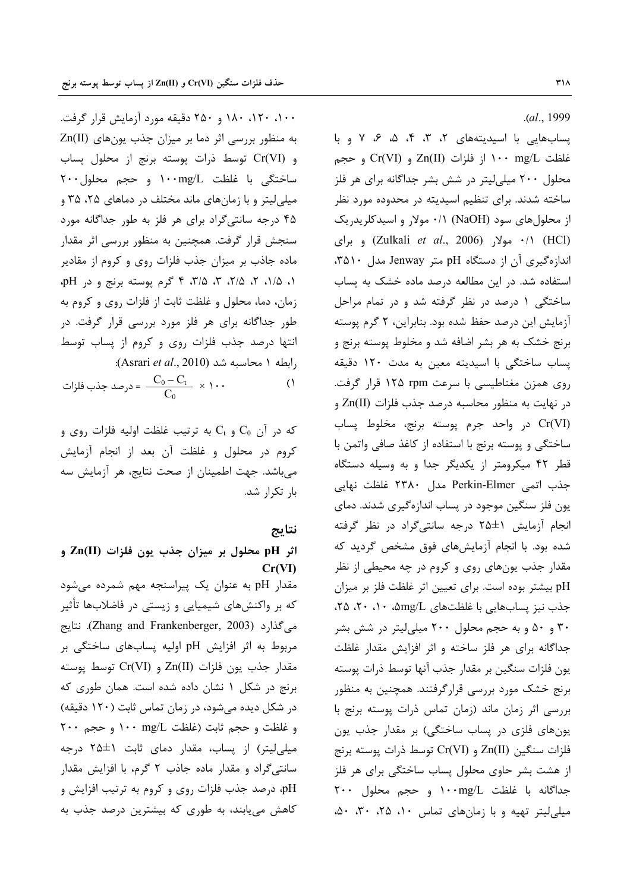(*al*., 1999.

پساب‌هایی با اسیدیته‌های ۲، ۳، ۴، ۵، ۶، ۷ و با غلظت ۱۰۰ mg/L از فلزات Zn(II) و Cr(VI) و حجم محلول ۲۰۰ میلی‌لیتر در شش بشر جداگانه برای هر فلز ساخته شدند. برای تنظیم اسیدیته در محدوده مورد نظر از محلول‌های سود (NaOH) ۰/۱ مولار و اسیدکلریدریک (HCl) ۰/۱ مولار (Zulkali *et al*., 2006) و برای اندازه‌گیری آن از دستگاه pH متر Jenway مدل ۳۵۱۰، استفاده شد. در این مطالعه درصد ماده خشک به پساب ساختگی ۱ درصد در نظر گرفته شد و در تمام مراحل آزمایش این درصد حفظ شده بود. بنابراین، ۲ گرم پوسته برنج خشک به هر بشر اضافه شد و مخلوط پوسته برنج و پساب ساختگی با اسیدیته معین به مدت ۱۲۰ دقیقه روی همزن مغناطیسی با سرعت ۱۲۵ rpm قرار گرفت. در نهایت به منظور محاسبه درصد جذب فلزات Zn(II) و Cr(VI) در واحد جرم پوسته برنج، مخلوط پساب ساختگی و پوسته برنج با استفاده از کاغذ صافی واتمن با قطر ۴۲ میکرومتر از یکدیگر جدا و به وسیله دستگاه جذب اتمی Perkin-Elmer مدل ۲۳۸۰ غلظت نهایی یون فلز سنگین موجود در پساب اندازه‌گیری شدند. دمای انجام آزمایش ۱±۲۵ درجه سانتی‌گراد در نظر گرفته شده بود. با انجام آزمایش‌های فوق مشخص گردید که مقدار جذب یون‌های روی و کروم در چه محیطی از نظر pH بیشتر بوده است. برای تعیین اثر غلظت فلز بر میزان جذب نیز پساب‌هایی با غلظت‌های ۵mg/L، ۱۰، ۲۰، ۲۵، ۳۰ و ۵۰ و به حجم محلول ۲۰۰ میلی‌لیتر در شش بشر جداگانه برای هر فلز ساخته و اثر افزایش مقدار غلظت یون فلزات سنگین بر مقدار جذب آنها توسط ذرات پوسته برنج خشک مورد بررسی قرارگرفتند. همچنین به منظور بررسی اثر زمان ماند (زمان تماس ذرات پوسته برنج با یون‌های فلزی در پساب ساختگی) بر مقدار جذب یون فلزات سنگین Zn(II) و Cr(VI) توسط ذرات پوسته برنج از هشت بشر حاوی محلول پساب ساختگی برای هر فلز جداگانه با غلظت ۱۰۰mg/L و حجم محلول ۲۰۰ میلی‌لیتر تهیه و با زمان‌های تماس ۱۰، ۲۵، ۳۰، ۵۰، ۱۰۰، ۱۲۰، ۱۸۰ و ۲۵۰ دقیقه مورد آزمایش قرار گرفت. به منظور بررسی اثر دما بر میزان جذب یون‌های Zn(II) و Cr(VI) توسط ذرات پوسته برنج از محلول پساب ساختگی با غلظت ۱۰۰mg/L و حجم محلول ۲۰۰ میلی‌لیتر و با زمان‌های ماند مختلف در دماهای ۲۵، ۳۵ و ۴۵ درجه سانتی‌گراد برای هر فلز به طور جداگانه مورد سنجش قرار گرفت. همچنین به منظور بررسی اثر مقدار ماده جاذب بر میزان جذب فلزات روی و کروم از مقادیر ۱، ۱/۵، ۲، ۲/۵، ۳، ۳/۵، ۴ گرم پوسته برنج و در pH، زمان، دما، محلول و غلظت ثابت از فلزات روی و کروم به طور جداگانه برای هر فلز مورد بررسی قرار گرفت. در انتها درصد جذب فلزات روی و کروم از پساب توسط رابطه ۱ محاسبه شد (Asrari *et al*., 2010):

$$\text{درصد جذب فلزات} = \frac{C_0 - C_t}{C_0} \times 100 \qquad (1)$$

که در آن $C_0$ و $C_t$ به ترتیب غلظت اولیه فلزات روی و کروم در محلول و غلظت آن بعد از انجام آزمایش می‌باشد. جهت اطمینان از صحت نتایج، هر آزمایش سه بار تکرار شد.

## نتایج

### اثر pH محلول بر میزان جذب یون فلزات Zn(II) و Cr(VI)

مقدار pH به عنوان یک پیراسنجه مهم شمرده می‌شود که بر واکنش‌های شیمیایی و زیستی در فاضلاب‌ها تأثیر می‌گذارد (Zhang and Frankenberger, 2003). نتایج مربوط به اثر افزایش pH اولیه پساب‌های ساختگی بر مقدار جذب یون فلزات Zn(II) و Cr(VI) توسط پوسته برنج در شکل ۱ نشان داده شده است. همان طوری که در شکل دیده می‌شود، در زمان تماس ثابت (۱۲۰ دقیقه) و غلظت و حجم ثابت (غلظت ۱۰۰ mg/L و حجم ۲۰۰ میلی‌لیتر) از پساب، مقدار دمای ثابت ۱±۲۵ درجه سانتی‌گراد و مقدار ماده جاذب ۲ گرم، با افزایش مقدار pH، درصد جذب فلزات روی و کروم به ترتیب افزایش و کاهش می‌یابند، به طوری که بیشترین درصد جذب به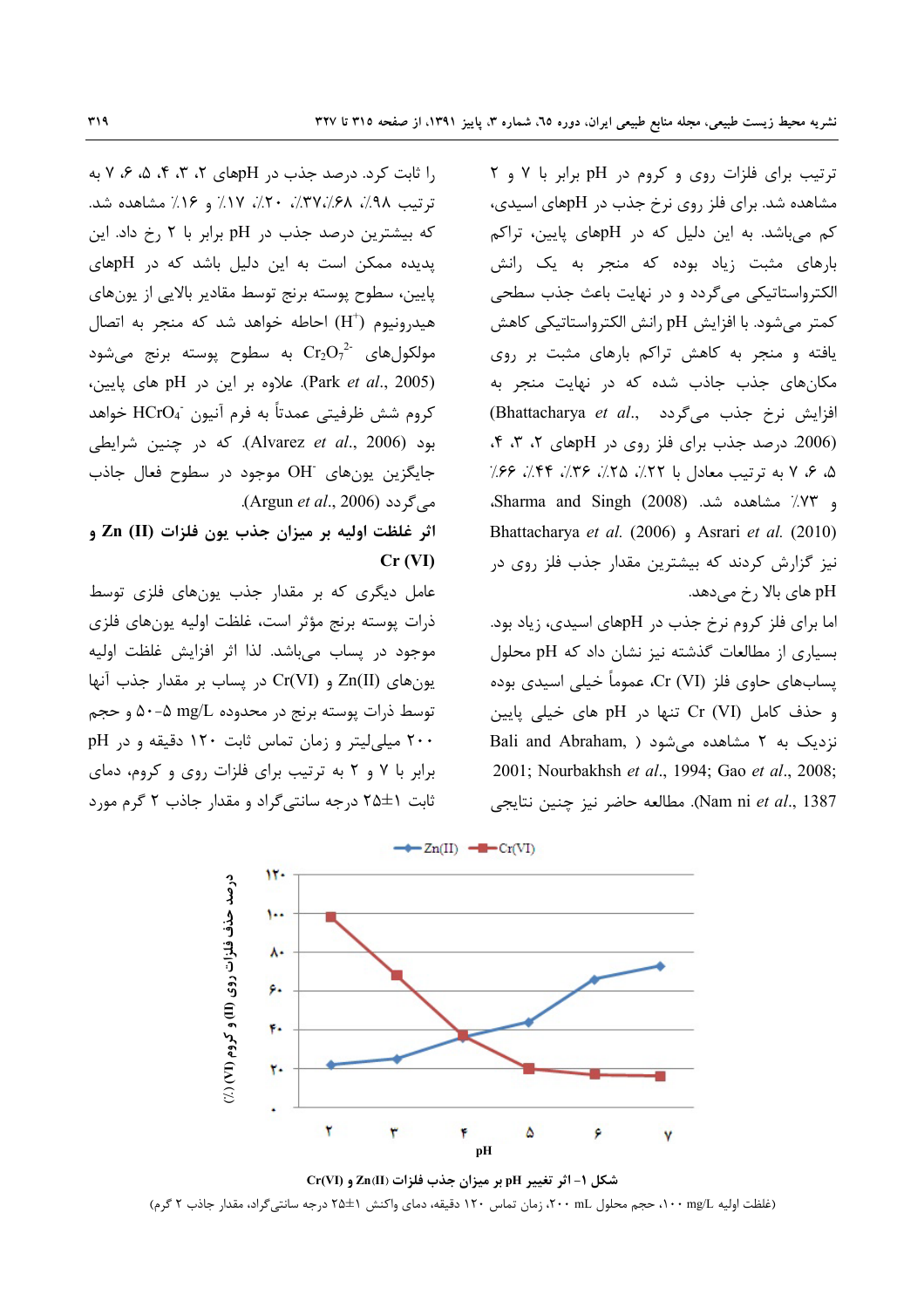ترتیب برای فلزات روی و کروم در pH برابر با ۷ و ۲ مشاهده شد. برای فلز روی نرخ جذب در pHهای اسیدی، کم می‌باشد. به این دلیل که در pHهای پایین، تراکم بارهای مثبت زیاد بوده که منجر به یک رانش الکترواستاتیکی می‌گردد و در نهایت باعث جذب سطحی کمتر می‌شود. با افزایش pH رانش الکترواستاتیکی کاهش یافته و منجر به کاهش تراکم بارهای مثبت بر روی مکان‌های جذب جاذب شده که در نهایت منجر به افزایش نرخ جذب می‌گردد (Bhattacharya *et al.*, 2006) درصد جذب برای فلز روی در pHهای ۲، ۳، ۴، ۵، ۶، ۷ به ترتیب معادل با ۲۲٪، ۲۵٪، ۳۶٪، ۴۴٪، ۶۶٪ و ۷۳٪ مشاهده شد. Sharma and Singh (2008)، Bhattacharya *et al.* (2006) و Asrari *et al.* (2010) نیز گزارش کردند که بیشترین مقدار جذب فلز روی در pH های بالا رخ می‌دهد.

اما برای فلز کروم نرخ جذب در pHهای اسیدی، زیاد بود. بسیاری از مطالعات گذشته نیز نشان داد که pH محلول پساب‌های حاوی فلز Cr (VI)، عموماً خیلی اسیدی بوده و حذف کامل Cr (VI) تنها در pH های خیلی پایین نزدیک به ۲ مشاهده می‌شود (Bali and Abraham, 2001; Nourbakhsh *et al.*, 1994; Gao *et al.*, 2008; Nam ni *et al.*, 1387). مطالعه حاضر نیز چنین نتایجی را ثابت کرد. درصد جذب در pHهای ۲، ۳، ۴، ۵، ۶، ۷ به ترتیب ۹۸٪، ۶۸٪، ۳۷٪، ۲۰٪، ۱۷٪ و ۱۶٪ مشاهده شد. که بیشترین درصد جذب در pH برابر با ۲ رخ داد. این پدیده ممکن است به این دلیل باشد که در pHهای پایین، سطوح پوسته برنج توسط مقادیر بالایی از یون‌های هیدرونیوم ($H^+$) احاطه خواهد شد که منجر به اتصال مولکول‌های $Cr_2O_7^{2-}$ به سطوح پوسته برنج می‌شود (Park *et al.*, 2005). علاوه بر این در pH های پایین، کروم شش ظرفیتی عمدتاً به فرم آنیون $HCrO_4^-$ خواهد بود (Alvarez *et al.*, 2006). که در چنین شرایط جایگزین یون‌های $OH^-$ موجود در سطوح فعال جاذب می‌گردد (Argun *et al.*, 2006).

### اثر غلظت اولیه بر میزان جذب یون فلزات Zn (II) و Cr (VI)

عامل دیگری که بر مقدار جذب یون‌های فلزی توسط ذرات پوسته برنج مؤثر است، غلظت اولیه یون‌های فلزی موجود در پساب می‌باشد. لذا اثر افزایش غلظت اولیه یون‌های Zn(II) و Cr(VI) در پساب بر مقدار جذب آنها توسط ذرات پوسته برنج در محدوده mg/L ۵-۵۰ و حجم ۲۰۰ میلی‌لیتر و زمان تماس ثابت ۱۲۰ دقیقه و در pH برابر با ۷ و ۲ به ترتیب برای فلزات روی و کروم، دمای ثابت ۱±۲۵ درجه سانتی‌گراد و مقدار جاذب ۲ گرم مورد

شکل ۱- اثر تغییر pH بر میزان جذب فلزات Zn(II) و Cr(VI)

(غلظت اولیه mg/L ۱۰۰، حجم محلول mL ۲۰۰، زمان تماس ۱۲۰ دقیقه، دمای واکنش ۱±۲۵ درجه سانتی‌گراد، مقدار جاذب ۲ گرم)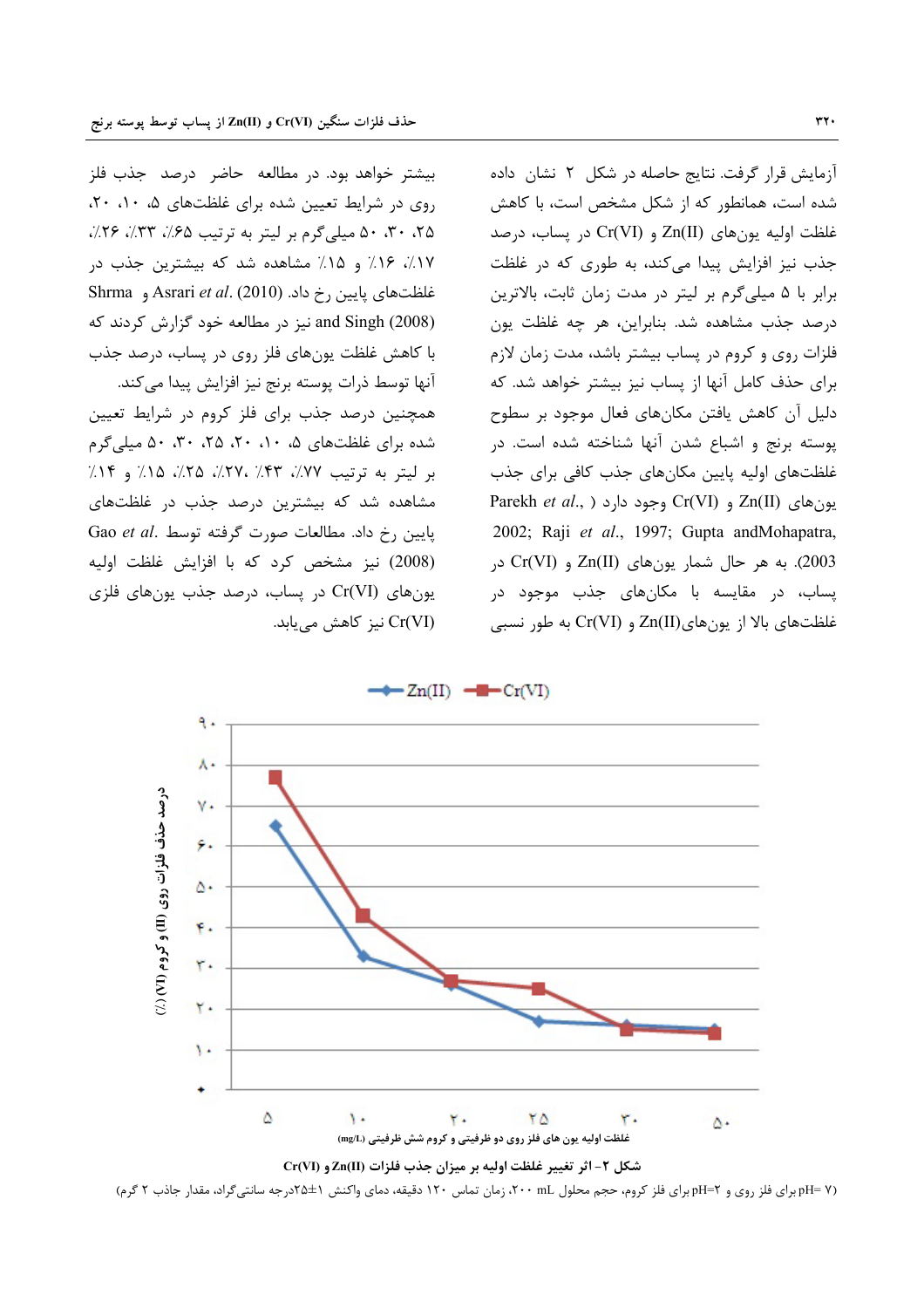آزمایش قرار گرفت. نتایج حاصله در شکل ۲ نشان داده شده است، همانطور که از شکل مشخص است، با کاهش غلظت اولیه یون‌های Zn(II) و Cr(VI) در پساب، درصد جذب نیز افزایش پیدا می‌کنند، به طوری که در غلظت برابر با ۵ میلی‌گرم بر لیتر در مدت زمان ثابت، بالاترین درصد جذب مشاهده شد. بنابراین، هر چه غلظت یون فلزات روی و کروم در پساب بیشتر باشد، مدت زمان لازم برای حذف کامل آنها از پساب نیز بیشتر خواهد شد. که دلیل آن کاهش یافتن مکان‌های فعال موجود بر سطوح پوسته برنج و اشباع شدن آنها شناخته شده است. در غلظت‌های اولیه پایین مکان‌های جذب کافی برای جذب یون‌های Zn(II) و Cr(VI) وجود دارد (Parekh *et al.*, 2002; Raji *et al.*, 1997; Gupta andMohapatra, 2003). به هر حال شمار یون‌های Zn(II) و Cr(VI) در پساب، در مقایسه با مکان‌های جذب موجود در غلظت‌های بالا از یون‌های Zn(II) و Cr(VI) به طور نسبی بیشتر خواهد بود. در مطالعه حاضر درصد جذب فلز روی در شرایط تعیین شده برای غلظت‌های ۵، ۱۰، ۲۰، ۲۵، ۳۰، ۵۰ میلی‌گرم بر لیتر به ترتیب ۶۵٪، ۳۳٪، ۲۶٪، ۱۷٪، ۱۶٪ و ۱۵٪ مشاهده شد که بیشترین جذب در غلظت‌های پایین رخ داد. Asrari *et al.* (2010) و Shrma and Singh (2008) نیز در مطالعه خود گزارش کردند که با کاهش غلظت یون‌های فلز روی در پساب، درصد جذب آنها توسط ذرات پوسته برنج نیز افزایش پیدا می‌کند.

همچنین درصد جذب برای فلز کروم در شرایط تعیین شده برای غلظت‌های ۵، ۱۰، ۲۰، ۲۵، ۳۰، ۵۰ میلی‌گرم بر لیتر به ترتیب ۷۷٪، ۴۳٪، ۲۷٪، ۲۵٪، ۱۵٪ و ۱۴٪ مشاهده شد که بیشترین درصد جذب در غلظت‌های پایین رخ داد. مطالعات صورت گرفته توسط Gao *et al.* (2008) نیز مشخص کرد که با افزایش غلظت اولیه یون‌های Cr(VI) در پساب، درصد جذب یون‌های فلزی Cr(VI) نیز کاهش می‌یابد.

شکل ۲- اثر تغییر غلظت اولیه بر میزان جذب فلزات Zn(II) و Cr(VI)

(pH=۷ برای فلز روی و pH=۲ برای فلز کروم، حجم محلول mL ۲۰۰، زمان تماس ۱۲۰ دقیقه، دمای واکنش ۱±۲۵درجه سانتی‌گراد، مقدار جاذب ۲ گرم)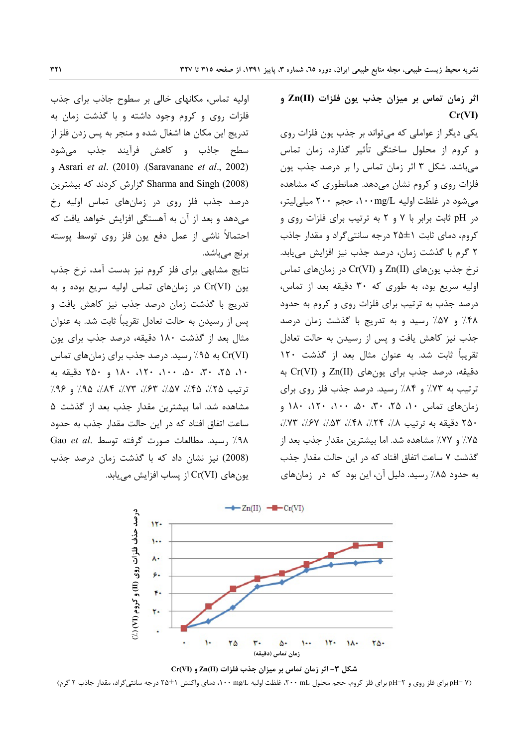### اثر زمان تماس بر میزان جذب یون فلزات Zn(II) و Cr(VI)

یکی دیگر از عواملی که می‌تواند بر جذب یون فلزات روی و کروم از محلول ساختگی تأثیر گذارد، زمان تماس می‌باشد. شکل ۳ اثر زمان تماس را بر درصد جذب یون فلزات روی و کروم نشان می‌دهد. همانطوری که مشاهده می‌شود در غلظت اولیه ۱۰۰mg/L، حجم ۲۰۰ میلی‌لیتر، در pH ثابت برابر با ۷ و ۲ به ترتیب برای فلزات روی و کروم، دمای ثابت ۱±۲۵ درجه سانتی‌گراد و مقدار جاذب ۲ گرم با گذشت زمان، درصد جذب نیز افزایش می‌یابد. نرخ جذب یون‌های Zn(II) و Cr(VI) در زمان‌های تماس اولیه سریع بود، به طوری که ۳۰ دقیقه بعد از تماس، درصد جذب به ترتیب برای فلزات روی و کروم به حدود ۴۸٪ و ۵۷٪ رسید و به تدریج با گذشت زمان درصد جذب نیز کاهش یافت و پس از رسیدن به حالت تعادل تقریباً ثابت شد. به عنوان مثال بعد از گذشت ۱۲۰ دقیقه، درصد جذب برای یون‌های Zn(II) و Cr(VI) به ترتیب به ۷۳٪ و ۸۴٪ رسید. درصد جذب فلز روی برای زمان‌های تماس ۱۰، ۲۵، ۳۰، ۵۰، ۱۰۰، ۱۲۰، ۱۸۰ و ۲۵۰ دقیقه به ترتیب ۸٪، ۲۴٪، ۴۸٪، ۵۳٪، ۶۷٪، ۷۳٪، ۷۵٪ و ۷۷٪ مشاهده شد. اما بیشترین مقدار جذب بعد از گذشت ۷ ساعت اتفاق افتاد که در این حالت مقدار جذب به حدود ۸۵٪ رسید. دلیل آن، این بود که در زمان‌های اولیه تماس، مکان‌های خالی بر سطوح جاذب برای جذب فلزات روی و کروم وجود داشته و با گذشت زمان به تدریج این مکان ها اشغال شده و منجر به پس زدن فلز از سطح جاذب و کاهش فرآیند جذب می‌شود (Saravanane *et al*., 2002). Asrari *et al*. (2010) و Sharma and Singh (2008) گزارش کردند که بیشترین درصد جذب فلز روی در زمان‌های تماس اولیه رخ می‌دهد و بعد از آن به آهستگی افزایش خواهد یافت که احتمالاً ناشی از عمل دفع یون فلز روی توسط پوسته برنج می‌باشد.

نتایج مشابهی برای فلز کروم نیز بدست آمد، نرخ جذب یون Cr(VI) در زمان‌های تماس اولیه سریع بوده و به تدریج با گذشت زمان درصد جذب نیز کاهش یافت و پس از رسیدن به حالت تعادل تقریباً ثابت شد. به عنوان مثال بعد از گذشت ۱۸۰ دقیقه، درصد جذب برای یون Cr(VI) به ۹۵٪ رسید. درصد جذب برای زمان‌های تماس ۱۰، ۲۵، ۳۰، ۵۰، ۱۰۰، ۱۲۰، ۱۸۰ و ۲۵۰ دقیقه به ترتیب ۲۵٪، ۴۵٪، ۵۷٪، ۶۳٪، ۷۳٪، ۸۴٪، ۹۵٪ و ۹۶٪ مشاهده شد. اما بیشترین مقدار جذب بعد از گذشت ۵ ساعت اتفاق افتاد که در این حالت مقدار جذب به حدود ۹۸٪ رسید. مطالعات صورت گرفته توسط Gao *et al*. (2008) نیز نشان داد که با گذشت زمان درصد جذب یون‌های Cr(VI) از پساب افزایش می‌یابد.

شکل ۳- اثر زمان تماس بر میزان جذب فلزات Zn(II) و Cr(VI)

(pH=۷ برای فلز روی و pH=۲ برای فلز کروم، حجم محلول ۲۰۰ mL، غلظت اولیه ۱۰۰ mg/L، دمای واکنش ۱±۲۵ درجه سانتی‌گراد، مقدار جاذب ۲ گرم)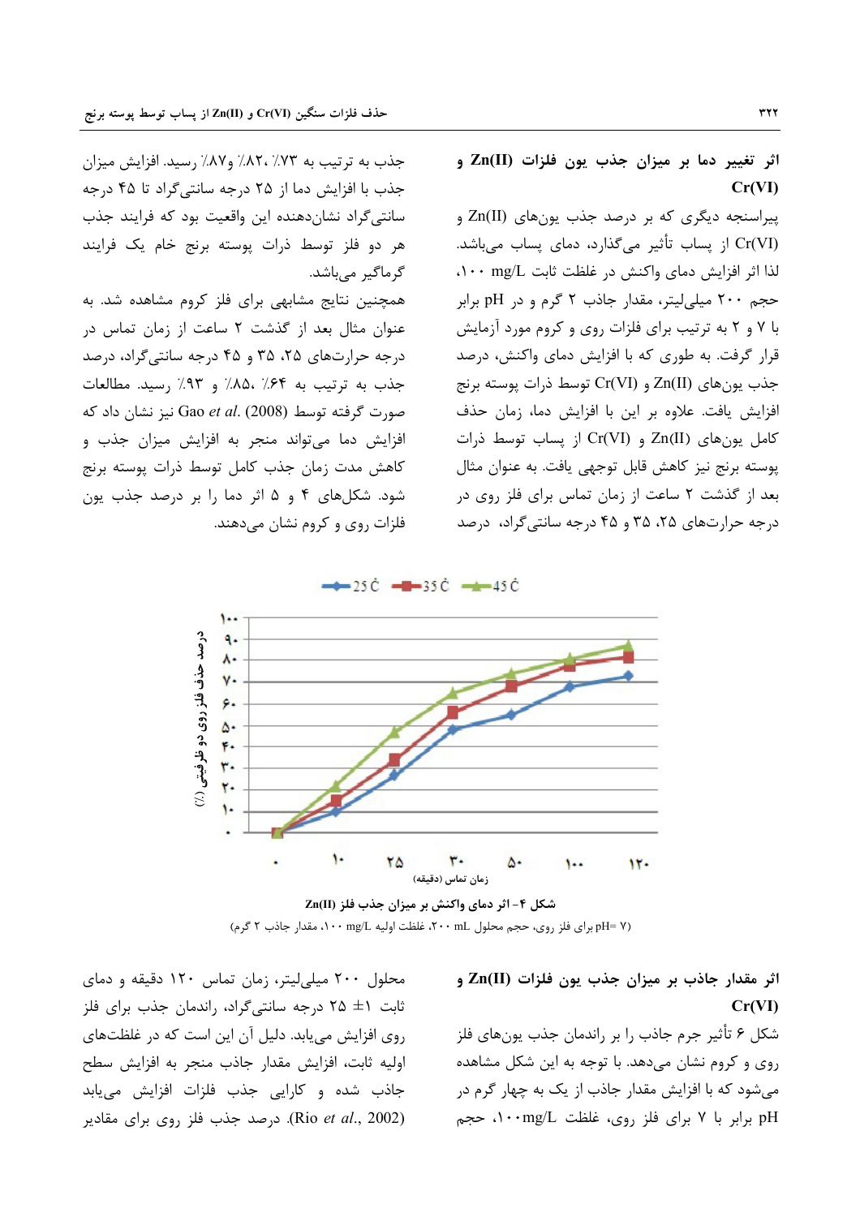### اثر تغییر دما بر میزان جذب یون فلزات Zn(II) و Cr(VI)

پیراسنجه دیگری که بر درصد جذب یون‌های Zn(II) و Cr(VI) از پساب تأثیر می‌گذارد، دمای پساب می‌باشد. لذا اثر افزایش دمای واکنش در غلظت ثابت ۱۰۰ mg/L، حجم ۲۰۰ میلی‌لیتر، مقدار جاذب ۲ گرم و در pH برابر با ۷ و ۲ به ترتیب برای فلزات روی و کروم مورد آزمایش قرار گرفت. به طوری که با افزایش دمای واکنش، درصد جذب یون‌های Zn(II) و Cr(VI) توسط ذرات پوسته برنج افزایش یافت. علاوه بر این با افزایش دما، زمان حذف کامل یون‌های Zn(II) و Cr(VI) از پساب توسط ذرات پوسته برنج نیز کاهش قابل توجهی یافت. به عنوان مثال بعد از گذشت ۲ ساعت از زمان تماس برای فلز روی در درجه حرارت‌های ۲۵، ۳۵ و ۴۵ درجه سانتی‌گراد، درصد جذب به ترتیب به ۷۳٪، ۸۲٪ و۸۷٪ رسید. افزایش میزان جذب با افزایش دما از ۲۵ درجه سانتی‌گراد تا ۴۵ درجه سانتی‌گراد نشان‌دهنده این واقعیت بود که فرایند جذب هر دو فلز توسط ذرات پوسته برنج خام یک فرایند گرماگیر می‌باشد.

همچنین نتایج مشابهی برای فلز کروم مشاهده شد. به عنوان مثال بعد از گذشت ۲ ساعت از زمان تماس در درجه حرارت‌های ۲۵، ۳۵ و ۴۵ درجه سانتی‌گراد، درصد جذب به ترتیب به ۶۴٪، ۸۵٪ و ۹۳٪ رسید. مطالعات صورت گرفته توسط Gao *et al.* (2008) نیز نشان داد که افزایش دما می‌تواند منجر به افزایش میزان جذب و کاهش مدت زمان جذب کامل توسط ذرات پوسته برنج شود. شکل‌های ۴ و ۵ اثر دما را بر درصد جذب یون فلزات روی و کروم نشان می‌دهند.

شکل ۴- اثر دمای واکنش بر میزان جذب فلز Zn(II)

(pH= ۷ برای فلز روی، حجم محلول ۲۰۰ mL، غلظت اولیه ۱۰۰ mg/L، مقدار جاذب ۲ گرم)

### اثر مقدار جاذب بر میزان جذب یون فلزات Zn(II) و Cr(VI)

شکل ۶ تأثیر جرم جاذب را بر راندمان جذب یون‌های فلز روی و کروم نشان می‌دهد. با توجه به این شکل مشاهده می‌شود که با افزایش مقدار جاذب از یک به چهار گرم در pH برابر با ۷ برای فلز روی، غلظت ۱۰۰mg/L، حجم محلول ۲۰۰ میلی‌لیتر، زمان تماس ۱۲۰ دقیقه و دمای ثابت ۱± ۲۵ درجه سانتی‌گراد، راندمان جذب برای فلز روی افزایش می‌یابد. دلیل آن این است که در غلظت‌های اولیه ثابت، افزایش مقدار جاذب منجر به افزایش سطح جاذب شده و کارایی جذب فلزات افزایش می‌یابد (Rio *et al.*, 2002). درصد جذب فلز روی برای مقادیر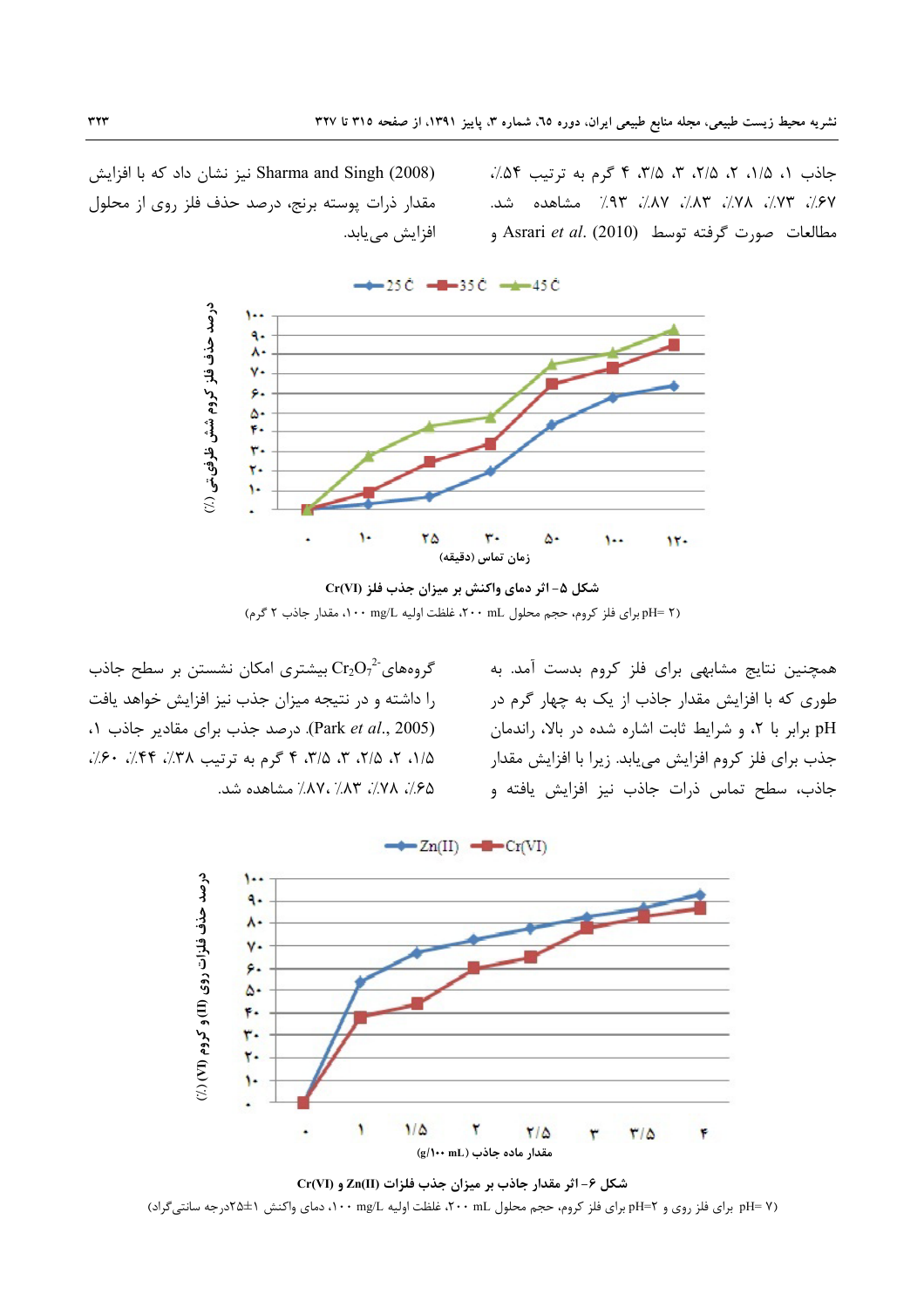جاذب ۱، ۱/۵، ۲، ۲/۵، ۳، ۳/۵، ۴ گرم به ترتیب ۵۴٪، ۶۷٪، ۷۳٪، ۷۸٪، ۸۳٪، ۸۷٪، ۹۳٪ مشاهده شد. مطالعات صورت گرفته توسط Asrari *et al.* (2010) و Sharma and Singh (2008) نیز نشان داد که با افزایش مقدار ذرات پوسته برنج، درصد حذف فلز روی از محلول افزایش می‌یابد.

شکل ۵- اثر دمای واکنش بر میزان جذب فلز Cr(VI)

(pH= ۲ برای فلز کروم، حجم محلول ۲۰۰ mL، غلظت اولیه ۱۰۰ mg/L، مقدار جاذب ۲ گرم)

همچنین نتایج مشابهی برای فلز کروم بدست آمد. به طوری که با افزایش مقدار جاذب از یک به چهار گرم در pH برابر با ۲، و شرایط ثابت اشاره شده در بالا، راندمان جذب برای فلز کروم افزایش می‌یابد. زیرا با افزایش مقدار جاذب، سطح تماس ذرات جاذب نیز افزایش یافته و گروه‌های $Cr_2O_7^{2-}$ بیشتری امکان نشستن بر سطح جاذب را داشته و در نتیجه میزان جذب نیز افزایش خواهد یافت (Park *et al.*, 2005). درصد جذب برای مقادیر جاذب ۱، ۱/۵، ۲، ۲/۵، ۳، ۳/۵، ۴ گرم به ترتیب ۳۸٪، ۴۴٪، ۶۰٪، ۶۵٪، ۷۸٪، ۸۳٪، ۸۷٪ مشاهده شد.

شکل ۶- اثر مقدار جاذب بر میزان جذب فلزات Zn(II) و Cr(VI)

(pH= ۷ برای فلز روی و pH=۲ برای فلز کروم، حجم محلول ۲۰۰ mL، غلظت اولیه ۱۰۰ mg/L، دمای واکنش ۱±۲۵درجه سانتی‌گراد)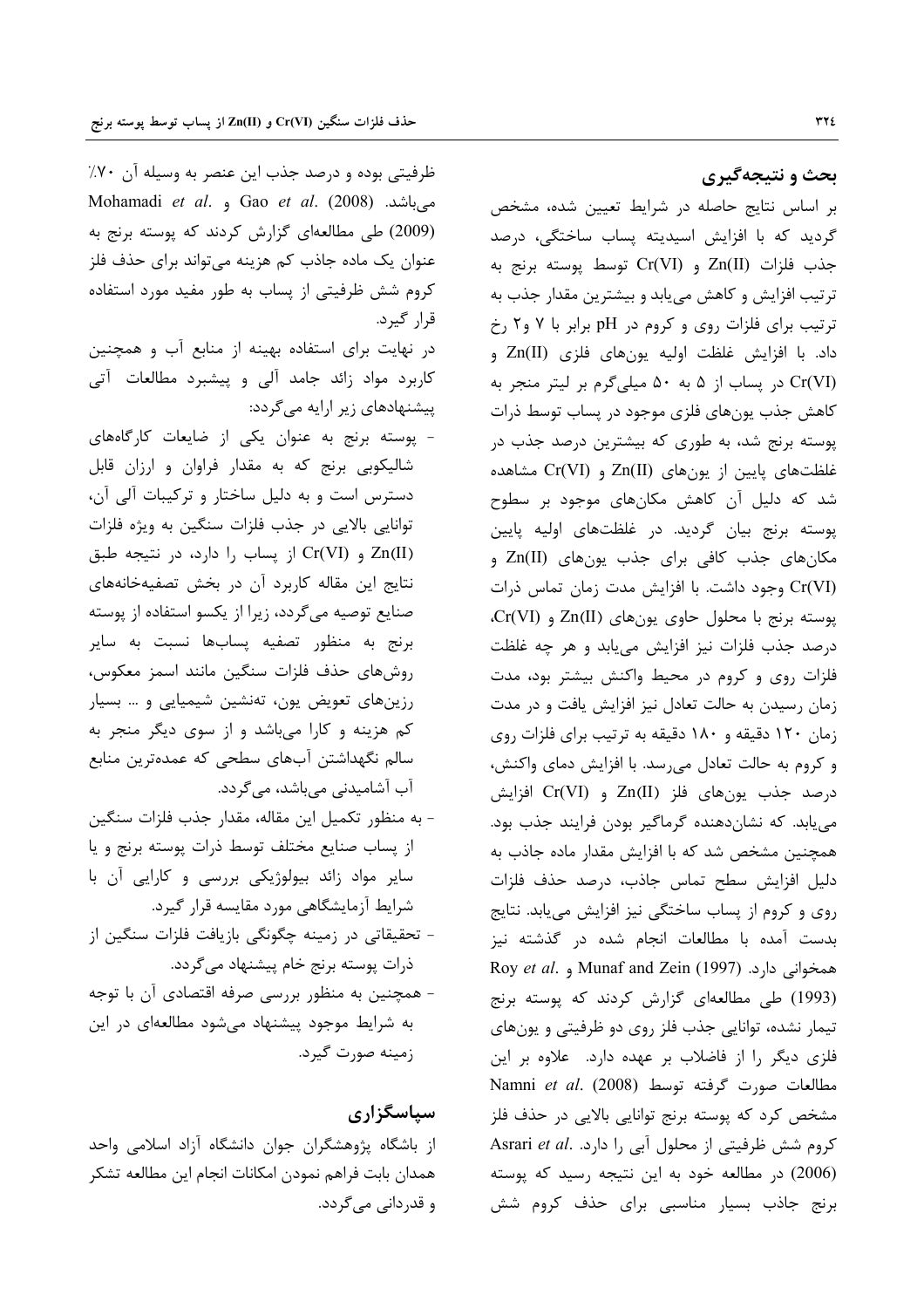## بحث و نتیجه‌گیری

بر اساس نتایج حاصله در شرایط تعیین شده، مشخص گردید که با افزایش اسیدیته پساب ساختگی، درصد جذب فلزات Zn(II) و Cr(VI) توسط پوسته برنج به ترتیب افزایش و کاهش می‌یابد و بیشترین مقدار جذب به ترتیب برای فلزات روی و کروم در pH برابر با ۷ و۲ رخ داد. با افزایش غلظت اولیه یون‌های فلزی Zn(II) و Cr(VI) در پساب از ۵ به ۵۰ میلی‌گرم بر لیتر منجر به کاهش جذب یون‌های فلزی موجود در پساب توسط ذرات پوسته برنج شد، به طوری که بیشترین درصد جذب در غلظت‌های پایین از یون‌های Zn(II) و Cr(VI) مشاهده شد که دلیل آن کاهش مکان‌های موجود بر سطوح پوسته برنج بیان گردید. در غلظت‌های اولیه پایین مکان‌های جذب کافی برای جذب یون‌های Zn(II) و Cr(VI) وجود داشت. با افزایش مدت زمان تماس ذرات پوسته برنج با محلول حاوی یون‌های Zn(II) و Cr(VI)، درصد جذب فلزات نیز افزایش می‌یابد و هر چه غلظت فلزات روی و کروم در محیط واکنش بیشتر بود، مدت زمان رسیدن به حالت تعادل نیز افزایش یافت و در مدت زمان ۱۲۰ دقیقه و ۱۸۰ دقیقه به ترتیب برای فلزات روی و کروم به حالت تعادل می‌رسد. با افزایش دمای واکنش، درصد جذب یون‌های فلز Zn(II) و Cr(VI) افزایش می‌یابد. که نشان‌دهنده گرماگیر بودن فرایند جذب بود. همچنین مشخص شد که با افزایش مقدار ماده جاذب به دلیل افزایش سطح تماس جاذب، درصد حذف فلزات روی و کروم از پساب ساختگی نیز افزایش می‌یابد. نتایج بدست آمده با مطالعات انجام شده در گذشته نیز همخوانی دارد. Munaf and Zein (1997) و Roy *et al*. (1993) طی مطالعه‌ای گزارش کردند که پوسته برنج تیمار نشده، توانایی جذب فلز روی دو ظرفیتی و یون‌های فلزی دیگر را از فاضلاب بر عهده دارد. علاوه بر این مطالعات صورت گرفته توسط Namni *et al*. (2008) مشخص کرد که پوسته برنج توانایی بالایی در حذف فلز کروم شش ظرفیتی از محلول آبی را دارد. Asrari *et al*. (2006) در مطالعه خود به این نتیجه رسید که پوسته برنج جاذب بسیار مناسبی برای حذف کروم شش ظرفیتی بوده و درصد جذب این عنصر به وسیله آن ۷۰٪ می‌باشد. Gao *et al*. (2008) و Mohamadi *et al*. (2009) طی مطالعه‌ای گزارش کردند که پوسته برنج به عنوان یک ماده جاذب کم هزینه می‌تواند برای حذف فلز کروم شش ظرفیتی از پساب به طور مفید مورد استفاده قرار گیرد.

در نهایت برای استفاده بهینه از منابع آب و همچنین کاربرد مواد زائد جامد آلی و پیشبرد مطالعات آتی پیشنهادهای زیر ارایه می‌گردد:

- پوسته برنج به عنوان یکی از ضایعات کارگاه‌های شالیکوبی برنج که به مقدار فراوان و ارزان قابل دسترس است و به دلیل ساختار و ترکیبات آلی آن، توانایی بالایی در جذب فلزات سنگین به ویژه فلزات Zn(II) و Cr(VI) از پساب را دارد، در نتیجه طبق نتایج این مقاله کاربرد آن در بخش تصفیه‌خانه‌های صنایع توصیه می‌گردد، زیرا از یکسو استفاده از پوسته برنج به منظور تصفیه پساب‌ها نسبت به سایر روش‌های حذف فلزات سنگین مانند اسمز معکوس، رزین‌های تعویض یون، ته‌نشین شیمیایی و ... بسیار کم هزینه و کارا می‌باشد و از سوی دیگر منجر به سالم نگهداشتن آب‌های سطحی که عمده‌ترین منابع آب آشامیدنی می‌باشد، می‌گردد.
- به منظور تکمیل این مقاله، مقدار جذب فلزات سنگین از پساب صنایع مختلف توسط ذرات پوسته برنج و یا سایر مواد زائد بیولوژیکی بررسی و کارایی آن با شرایط آزمایشگاهی مورد مقایسه قرار گیرد.
- تحقیقاتی در زمینه چگونگی بازیافت فلزات سنگین از ذرات پوسته برنج خام پیشنهاد می‌گردد.
- همچنین به منظور بررسی صرفه اقتصادی آن با توجه به شرایط موجود پیشنهاد می‌شود مطالعه‌ای در این زمینه صورت گیرد.

## سپاسگزاری

از باشگاه پژوهشگران جوان دانشگاه آزاد اسلامی واحد همدان بابت فراهم نمودن امکانات انجام این مطالعه تشکر و قدردانی می‌گردد.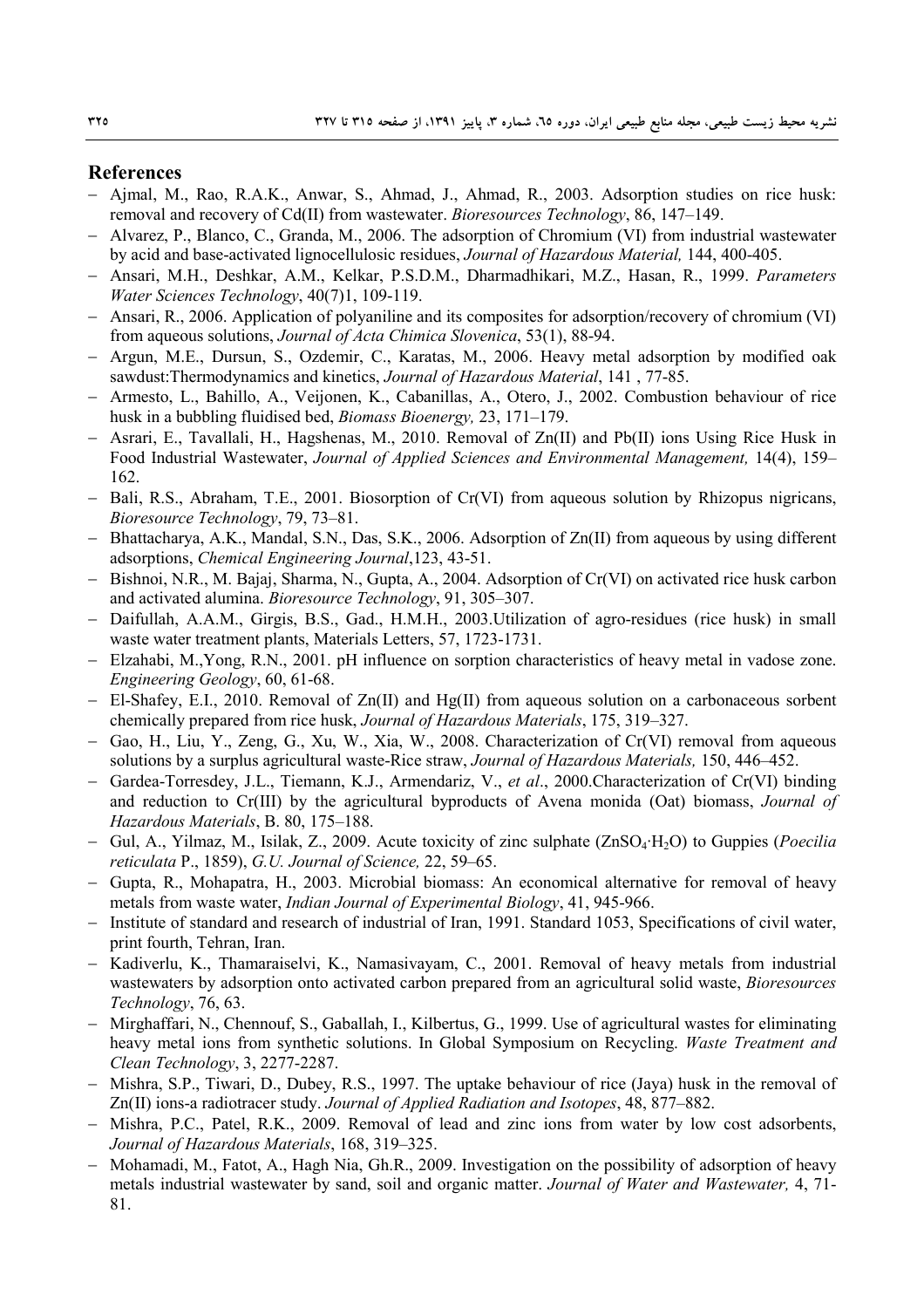## References

- Ajmal, M., Rao, R.A.K., Anwar, S., Ahmad, J., Ahmad, R., 2003. Adsorption studies on rice husk: removal and recovery of Cd(II) from wastewater. *Bioresources Technology*, 86, 147–149.
- Alvarez, P., Blanco, C., Granda, M., 2006. The adsorption of Chromium (VI) from industrial wastewater by acid and base-activated lignocellulosic residues, *Journal of Hazardous Material,* 144, 400-405.
- Ansari, M.H., Deshkar, A.M., Kelkar, P.S.D.M., Dharmadhikari, M.Z., Hasan, R., 1999. *Parameters Water Sciences Technology*, 40(7)1, 109-119.
- Ansari, R., 2006. Application of polyaniline and its composites for adsorption/recovery of chromium (VI) from aqueous solutions, *Journal of Acta Chimica Slovenica*, 53(1), 88-94.
- Argun, M.E., Dursun, S., Ozdemir, C., Karatas, M., 2006. Heavy metal adsorption by modified oak sawdust:Thermodynamics and kinetics, *Journal of Hazardous Material*, 141 , 77-85.
- Armesto, L., Bahillo, A., Veijonen, K., Cabanillas, A., Otero, J., 2002. Combustion behaviour of rice husk in a bubbling fluidised bed, *Biomass Bioenergy,* 23, 171–179.
- Asrari, E., Tavallali, H., Hagshenas, M., 2010. Removal of Zn(II) and Pb(II) ions Using Rice Husk in Food Industrial Wastewater, *Journal of Applied Sciences and Environmental Management,* 14(4), 159–162.
- Bali, R.S., Abraham, T.E., 2001. Biosorption of Cr(VI) from aqueous solution by Rhizopus nigricans, *Bioresource Technology*, 79, 73–81.
- Bhattacharya, A.K., Mandal, S.N., Das, S.K., 2006. Adsorption of Zn(II) from aqueous by using different adsorptions, *Chemical Engineering Journal*,123, 43-51.
- Bishnoi, N.R., M. Bajaj, Sharma, N., Gupta, A., 2004. Adsorption of Cr(VI) on activated rice husk carbon and activated alumina. *Bioresource Technology*, 91, 305–307.
- Daifullah, A.A.M., Girgis, B.S., Gad., H.M.H., 2003.Utilization of agro-residues (rice husk) in small waste water treatment plants, Materials Letters, 57, 1723-1731.
- Elzahabi, M.,Yong, R.N., 2001. pH influence on sorption characteristics of heavy metal in vadose zone. *Engineering Geology*, 60, 61-68.
- El-Shafey, E.I., 2010. Removal of Zn(II) and Hg(II) from aqueous solution on a carbonaceous sorbent chemically prepared from rice husk, *Journal of Hazardous Materials*, 175, 319–327.
- Gao, H., Liu, Y., Zeng, G., Xu, W., Xia, W., 2008. Characterization of Cr(VI) removal from aqueous solutions by a surplus agricultural waste-Rice straw, *Journal of Hazardous Materials,* 150, 446–452.
- Gardea-Torresdey, J.L., Tiemann, K.J., Armendariz, V., *et al*., 2000.Characterization of Cr(VI) binding and reduction to Cr(III) by the agricultural byproducts of Avena monida (Oat) biomass, *Journal of Hazardous Materials*, B. 80, 175–188.
- Gul, A., Yilmaz, M., Isilak, Z., 2009. Acute toxicity of zinc sulphate ($ZnSO_4 \cdot H_2O$) to Guppies (*Poecilia reticulata* P., 1859), *G.U. Journal of Science,* 22, 59–65.
- Gupta, R., Mohapatra, H., 2003. Microbial biomass: An economical alternative for removal of heavy metals from waste water, *Indian Journal of Experimental Biology*, 41, 945-966.
- Institute of standard and research of industrial of Iran, 1991. Standard 1053, Specifications of civil water, print fourth, Tehran, Iran.
- Kadiverlu, K., Thamaraiselvi, K., Namasivayam, C., 2001. Removal of heavy metals from industrial wastewaters by adsorption onto activated carbon prepared from an agricultural solid waste, *Bioresources Technology*, 76, 63.
- Mirghaffari, N., Chennouf, S., Gaballah, I., Kilbertus, G., 1999. Use of agricultural wastes for eliminating heavy metal ions from synthetic solutions. In Global Symposium on Recycling. *Waste Treatment and Clean Technology*, 3, 2277-2287.
- Mishra, S.P., Tiwari, D., Dubey, R.S., 1997. The uptake behaviour of rice (Jaya) husk in the removal of Zn(II) ions-a radiotracer study. *Journal of Applied Radiation and Isotopes*, 48, 877–882.
- Mishra, P.C., Patel, R.K., 2009. Removal of lead and zinc ions from water by low cost adsorbents, *Journal of Hazardous Materials*, 168, 319–325.
- Mohamadi, M., Fatot, A., Hagh Nia, Gh.R., 2009. Investigation on the possibility of adsorption of heavy metals industrial wastewater by sand, soil and organic matter. *Journal of Water and Wastewater,* 4, 71-81.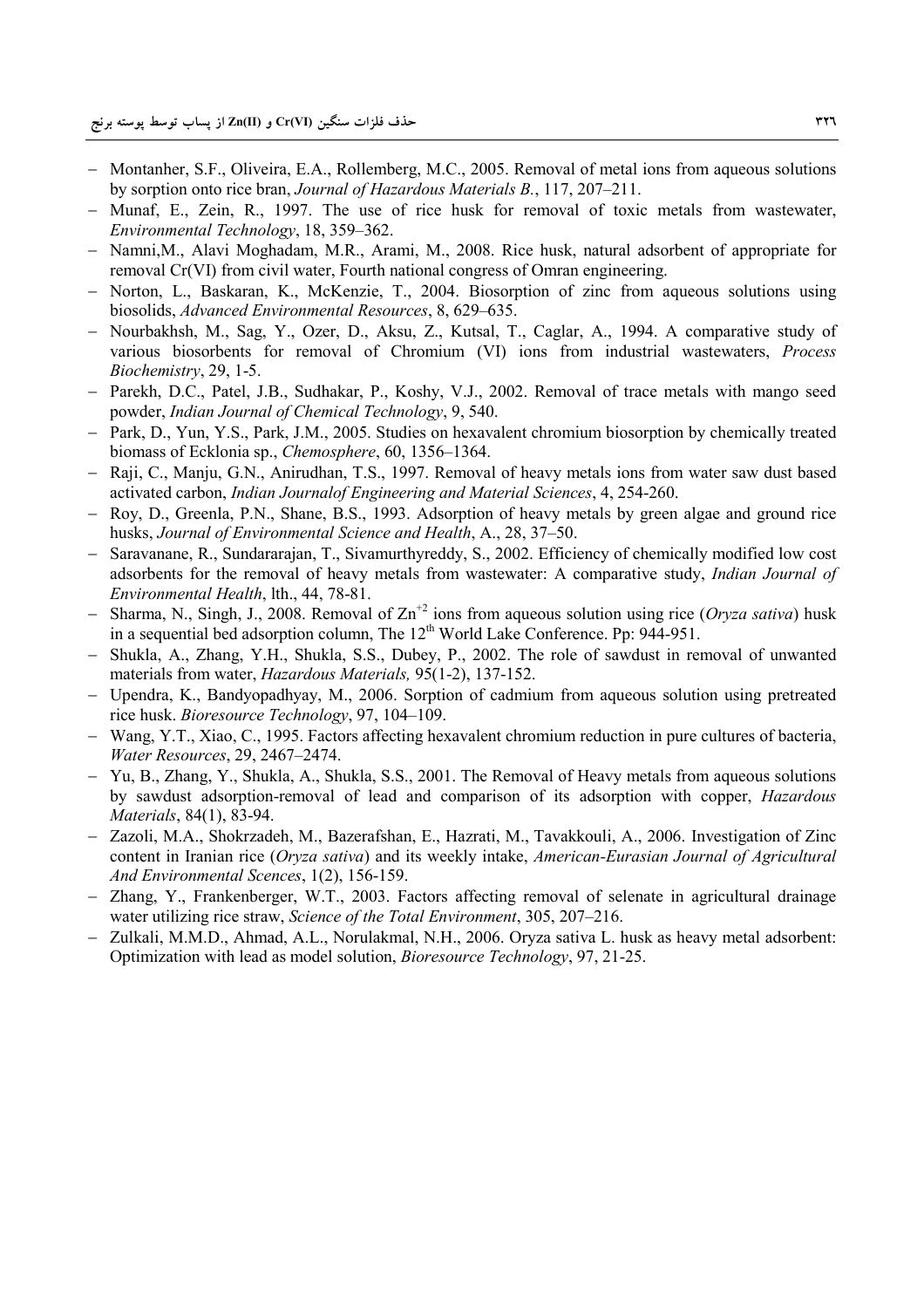- Montanher, S.F., Oliveira, E.A., Rollemberg, M.C., 2005. Removal of metal ions from aqueous solutions by sorption onto rice bran, *Journal of Hazardous Materials B.*, 117, 207–211.
- Munaf, E., Zein, R., 1997. The use of rice husk for removal of toxic metals from wastewater, *Environmental Technology*, 18, 359–362.
- Namni,M., Alavi Moghadam, M.R., Arami, M., 2008. Rice husk, natural adsorbent of appropriate for removal Cr(VI) from civil water, Fourth national congress of Omran engineering.
- Norton, L., Baskaran, K., McKenzie, T., 2004. Biosorption of zinc from aqueous solutions using biosolids, *Advanced Environmental Resources*, 8, 629–635.
- Nourbakhsh, M., Sag, Y., Ozer, D., Aksu, Z., Kutsal, T., Caglar, A., 1994. A comparative study of various biosorbents for removal of Chromium (VI) ions from industrial wastewaters, *Process Biochemistry*, 29, 1-5.
- Parekh, D.C., Patel, J.B., Sudhakar, P., Koshy, V.J., 2002. Removal of trace metals with mango seed powder, *Indian Journal of Chemical Technology*, 9, 540.
- Park, D., Yun, Y.S., Park, J.M., 2005. Studies on hexavalent chromium biosorption by chemically treated biomass of Ecklonia sp., *Chemosphere*, 60, 1356–1364.
- Raji, C., Manju, G.N., Anirudhan, T.S., 1997. Removal of heavy metals ions from water saw dust based activated carbon, *Indian Journalof Engineering and Material Sciences*, 4, 254-260.
- Roy, D., Greenla, P.N., Shane, B.S., 1993. Adsorption of heavy metals by green algae and ground rice husks, *Journal of Environmental Science and Health*, A., 28, 37–50.
- Saravanane, R., Sundararajan, T., Sivamurthyreddy, S., 2002. Efficiency of chemically modified low cost adsorbents for the removal of heavy metals from wastewater: A comparative study, *Indian Journal of Environmental Health*, lth., 44, 78-81.
- Sharma, N., Singh, J., 2008. Removal of $Zn^{+2}$ ions from aqueous solution using rice (*Oryza sativa*) husk in a sequential bed adsorption column, The 12th World Lake Conference. Pp: 944-951.
- Shukla, A., Zhang, Y.H., Shukla, S.S., Dubey, P., 2002. The role of sawdust in removal of unwanted materials from water, *Hazardous Materials,* 95(1-2), 137-152.
- Upendra, K., Bandyopadhyay, M., 2006. Sorption of cadmium from aqueous solution using pretreated rice husk. *Bioresource Technology*, 97, 104–109.
- Wang, Y.T., Xiao, C., 1995. Factors affecting hexavalent chromium reduction in pure cultures of bacteria, *Water Resources*, 29, 2467–2474.
- Yu, B., Zhang, Y., Shukla, A., Shukla, S.S., 2001. The Removal of Heavy metals from aqueous solutions by sawdust adsorption-removal of lead and comparison of its adsorption with copper, *Hazardous Materials*, 84(1), 83-94.
- Zazoli, M.A., Shokrzadeh, M., Bazerafshan, E., Hazrati, M., Tavakkouli, A., 2006. Investigation of Zinc content in Iranian rice (*Oryza sativa*) and its weekly intake, *American-Eurasian Journal of Agricultural And Environmental Scences*, 1(2), 156-159.
- Zhang, Y., Frankenberger, W.T., 2003. Factors affecting removal of selenate in agricultural drainage water utilizing rice straw, *Science of the Total Environment*, 305, 207–216.
- Zulkali, M.M.D., Ahmad, A.L., Norulakmal, N.H., 2006. Oryza sativa L. husk as heavy metal adsorbent: Optimization with lead as model solution, *Bioresource Technology*, 97, 21-25.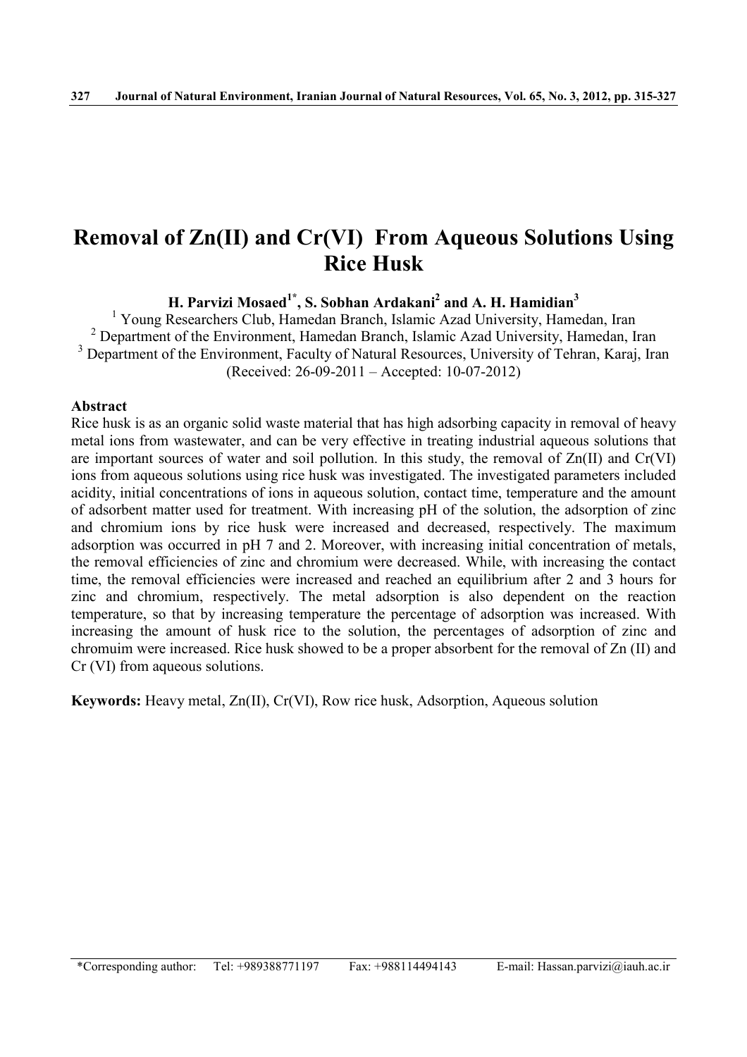# Removal of Zn(II) and Cr(VI) From Aqueous Solutions Using Rice Husk

**H. Parvizi Mosaed[1*], S. Sobhan Ardakani[2] and A. H. Hamidian[3]**

[1] Young Researchers Club, Hamedan Branch, Islamic Azad University, Hamedan, Iran
[2] Department of the Environment, Hamedan Branch, Islamic Azad University, Hamedan, Iran
[3] Department of the Environment, Faculty of Natural Resources, University of Tehran, Karaj, Iran
(Received: 26-09-2011 – Accepted: 10-07-2012)

## Abstract

Rice husk is as an organic solid waste material that has high adsorbing capacity in removal of heavy metal ions from wastewater, and can be very effective in treating industrial aqueous solutions that are important sources of water and soil pollution. In this study, the removal of Zn(II) and Cr(VI) ions from aqueous solutions using rice husk was investigated. The investigated parameters included acidity, initial concentrations of ions in aqueous solution, contact time, temperature and the amount of adsorbent matter used for treatment. With increasing pH of the solution, the adsorption of zinc and chromium ions by rice husk were increased and decreased, respectively. The maximum adsorption was occurred in pH 7 and 2. Moreover, with increasing initial concentration of metals, the removal efficiencies of zinc and chromium were decreased. While, with increasing the contact time, the removal efficiencies were increased and reached an equilibrium after 2 and 3 hours for zinc and chromium, respectively. The metal adsorption is also dependent on the reaction temperature, so that by increasing temperature the percentage of adsorption was increased. With increasing the amount of husk rice to the solution, the percentages of adsorption of zinc and chromuim were increased. Rice husk showed to be a proper absorbent for the removal of Zn (II) and Cr (VI) from aqueous solutions.

**Keywords:** Heavy metal, Zn(II), Cr(VI), Row rice husk, Adsorption, Aqueous solution

*Corresponding author: Tel: +989388771197 Fax: +988114494143 E-mail: Hassan.parvizi@iauh.ac.ir